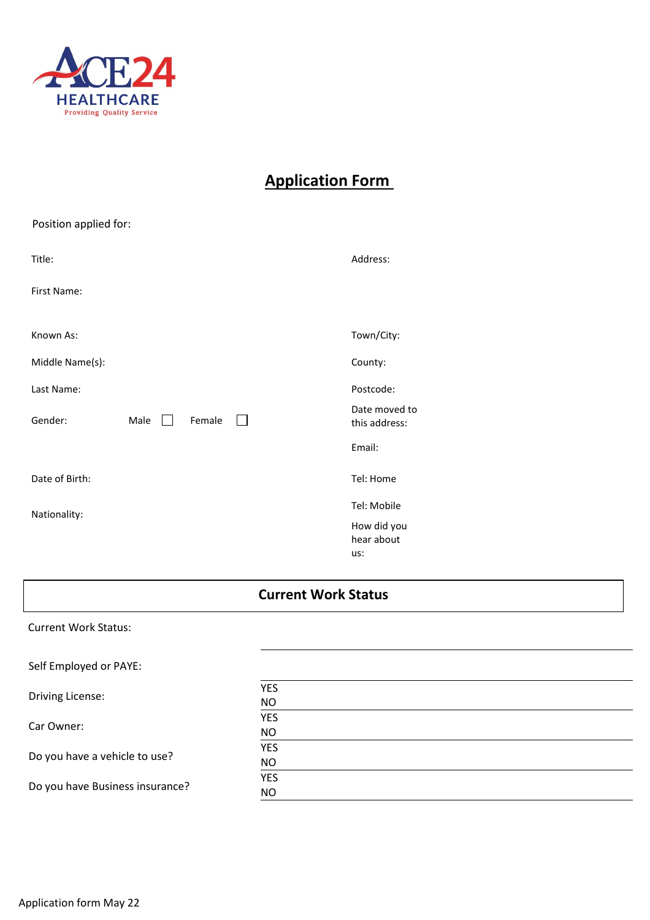ACE24 HEALTHCARE
Providing Quality Service

# Application Form

Position applied for:

| | | | |
|---|---|---|---|
| Title: | | Address: | |
| First Name: | | | |
| Known As: | | Town/City: | |
| Middle Name(s): | | County: | |
| Last Name: | | Postcode: | |
| Gender: | Male ☐ Female ☐ | Date moved to this address: | |
| | | Email: | |
| Date of Birth: | | Tel: Home | |
| Nationality: | | Tel: Mobile | |
| | | How did you hear about us: | |

## Current Work Status

| | |
|---|---|
| Current Work Status: | |
| Self Employed or PAYE: | |
| Driving License: | YES<br>NO |
| Car Owner: | YES<br>NO |
| Do you have a vehicle to use? | YES<br>NO |
| Do you have Business insurance? | YES<br>NO |

Application form May 22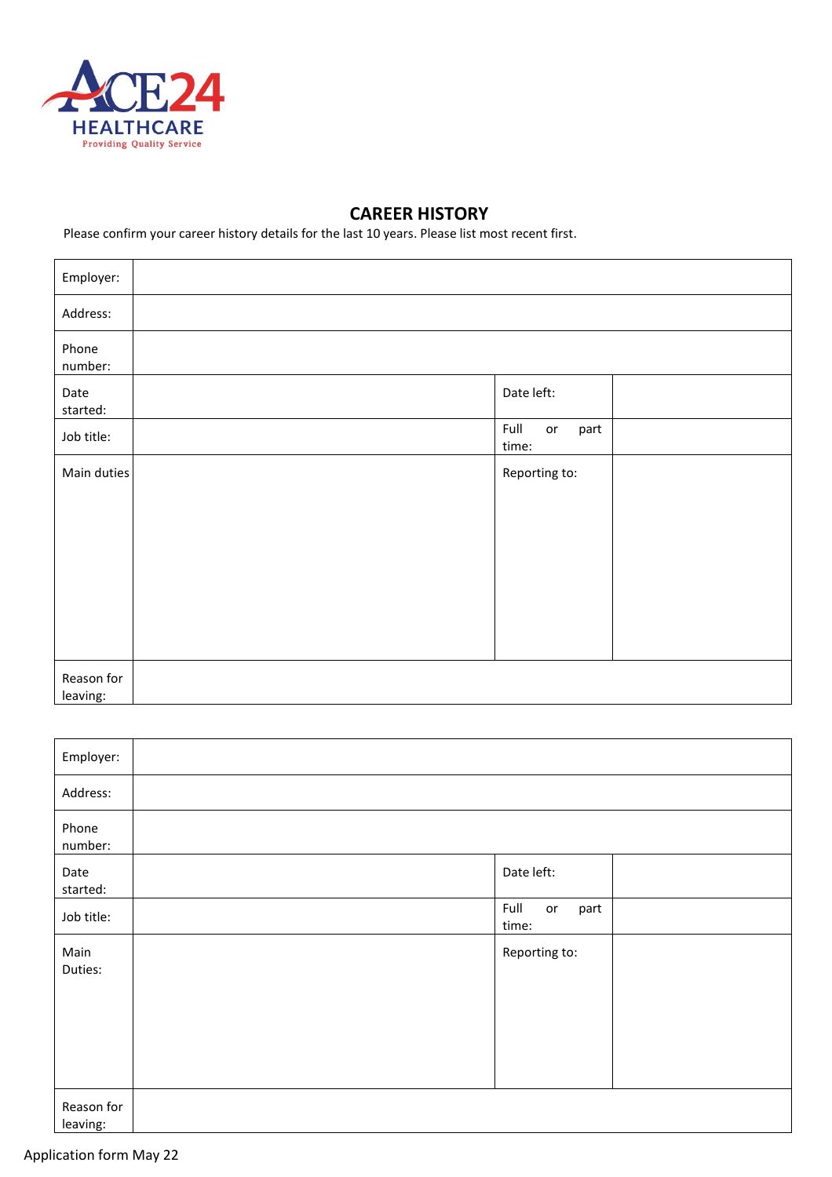# CAREER HISTORY

Please confirm your career history details for the last 10 years. Please list most recent first.

| Employer: | | | |
|---|---|---|---|
| Address: | | | |
| Phone number: | | | |
| Date started: | | Date left: | |
| Job title: | | Full or part time: | |
| Main duties | | Reporting to: | |
| Reason for leaving: | | | |

| Employer: | | | |
|---|---|---|---|
| Address: | | | |
| Phone number: | | | |
| Date started: | | Date left: | |
| Job title: | | Full or part time: | |
| Main Duties: | | Reporting to: | |
| Reason for leaving: | | | |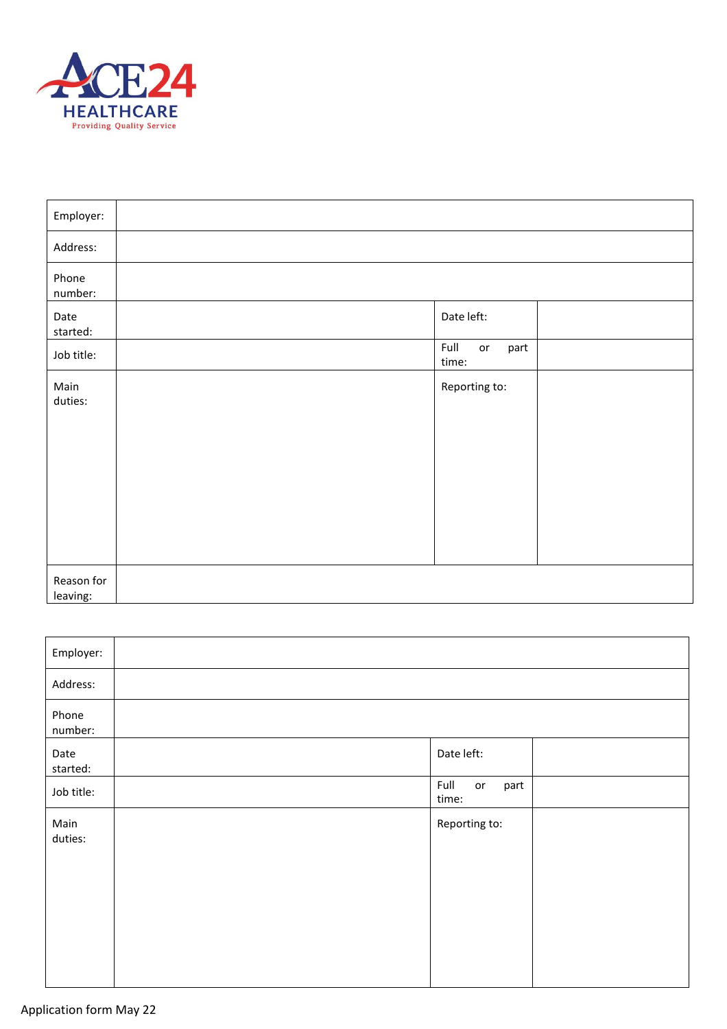ACE24 HEALTHCARE
Providing Quality Service

| Employer: | | | |
|---|---|---|---|
| Address: | | | |
| Phone number: | | | |
| Date started: | | Date left: | |
| Job title: | | Full or part time: | |
| Main duties: | | Reporting to: | |
| Reason for leaving: | | | |

| Employer: | | | |
|---|---|---|---|
| Address: | | | |
| Phone number: | | | |
| Date started: | | Date left: | |
| Job title: | | Full or part time: | |
| Main duties: | | Reporting to: | |

Application form May 22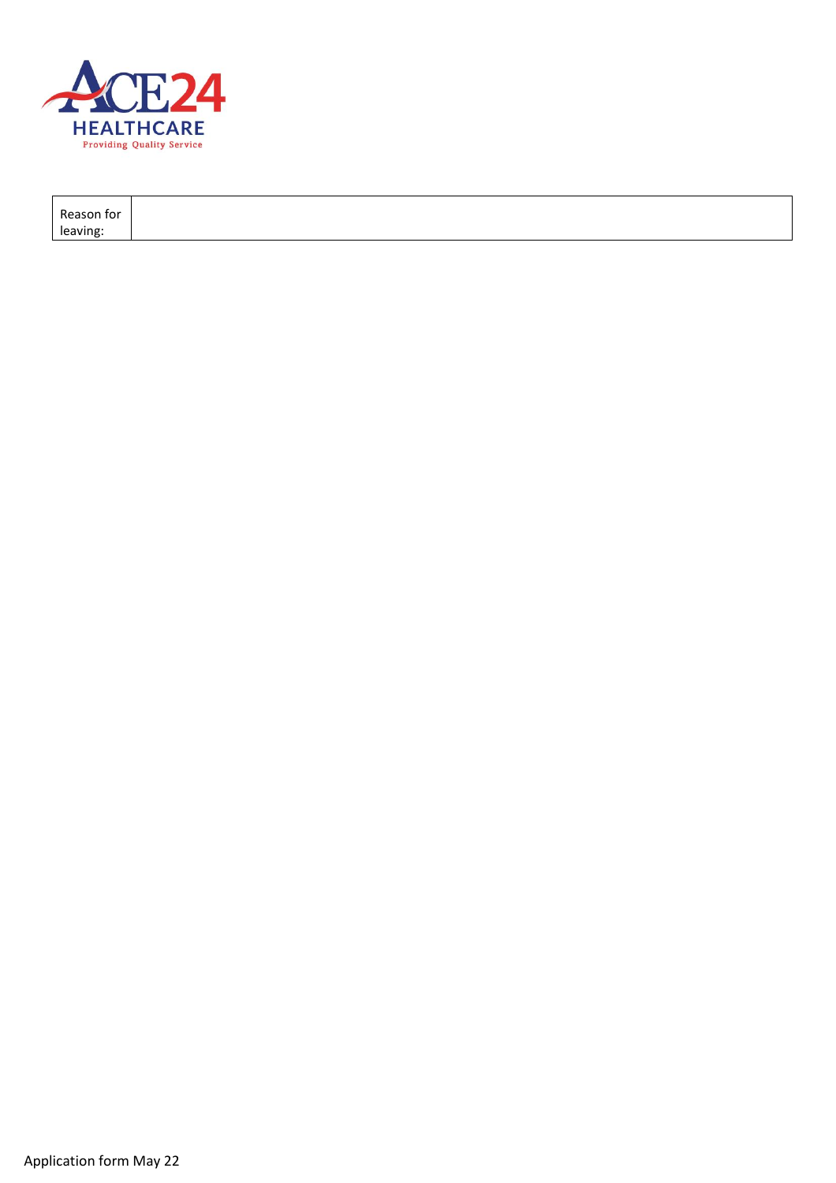| Reason for leaving: | |
| --- | --- |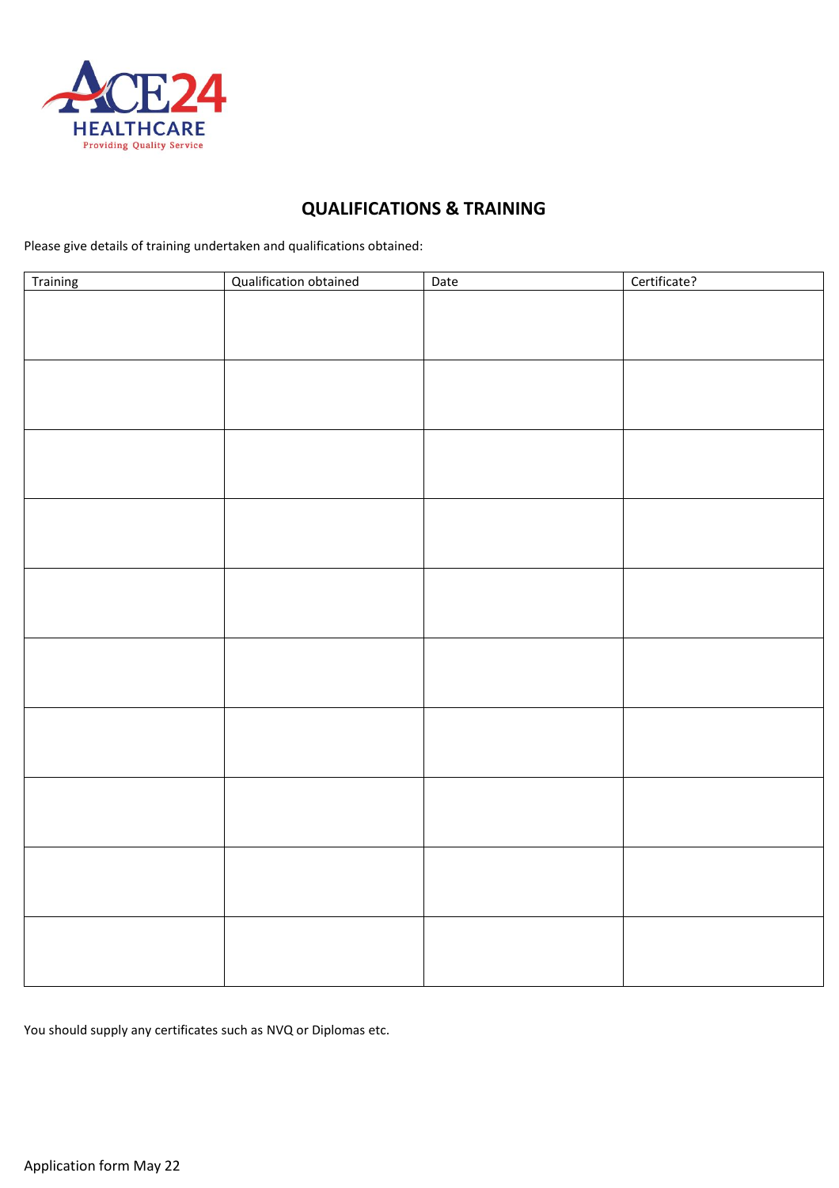# QUALIFICATIONS & TRAINING

Please give details of training undertaken and qualifications obtained:

| Training | Qualification obtained | Date | Certificate? |
|---|---|---|---|
| | | | |
| | | | |
| | | | |
| | | | |
| | | | |
| | | | |
| | | | |
| | | | |
| | | | |
| | | | |

You should supply any certificates such as NVQ or Diplomas etc.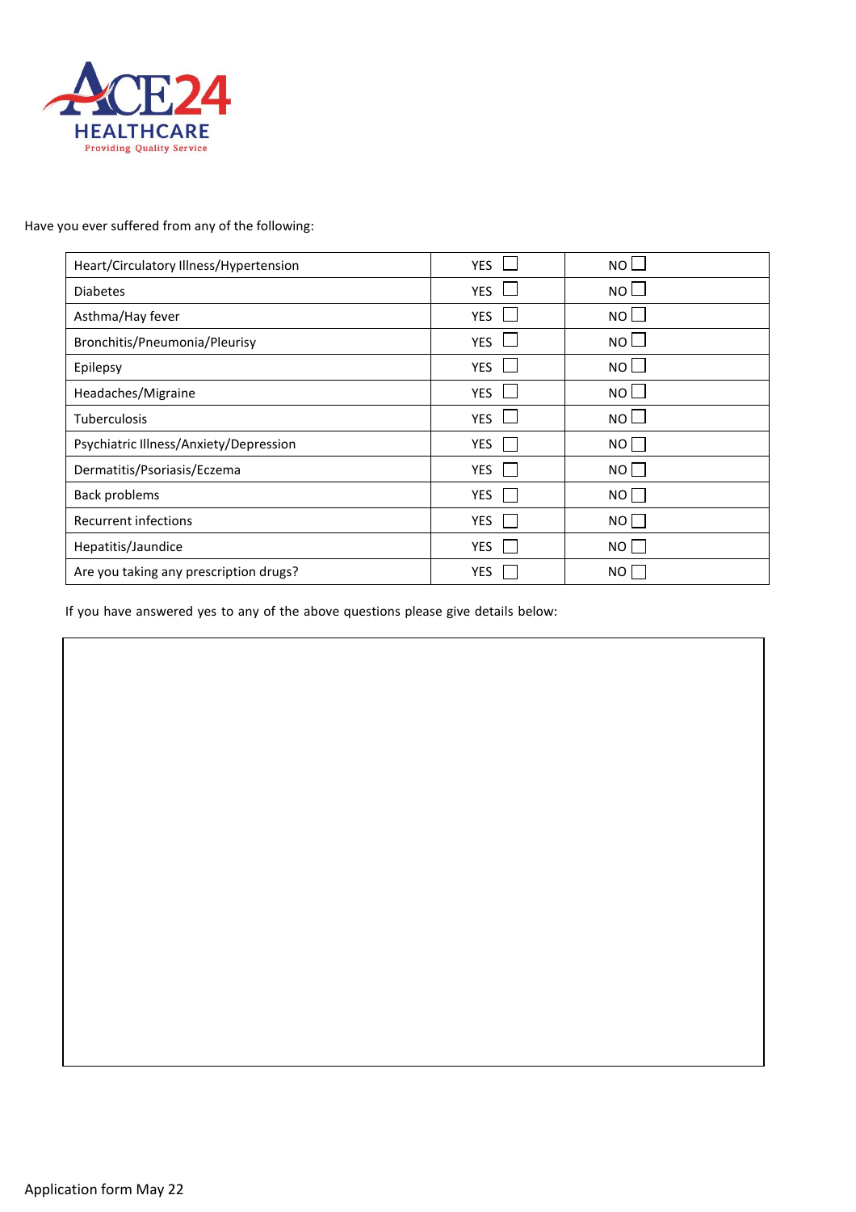ACE24 HEALTHCARE
Providing Quality Service

Have you ever suffered from any of the following:

| | | |
|---|---|---|
| Heart/Circulatory Illness/Hypertension | YES ☐ | NO ☐ |
| Diabetes | YES ☐ | NO ☐ |
| Asthma/Hay fever | YES ☐ | NO ☐ |
| Bronchitis/Pneumonia/Pleurisy | YES ☐ | NO ☐ |
| Epilepsy | YES ☐ | NO ☐ |
| Headaches/Migraine | YES ☐ | NO ☐ |
| Tuberculosis | YES ☐ | NO ☐ |
| Psychiatric Illness/Anxiety/Depression | YES ☐ | NO ☐ |
| Dermatitis/Psoriasis/Eczema | YES ☐ | NO ☐ |
| Back problems | YES ☐ | NO ☐ |
| Recurrent infections | YES ☐ | NO ☐ |
| Hepatitis/Jaundice | YES ☐ | NO ☐ |
| Are you taking any prescription drugs? | YES ☐ | NO ☐ |

If you have answered yes to any of the above questions please give details below:

Application form May 22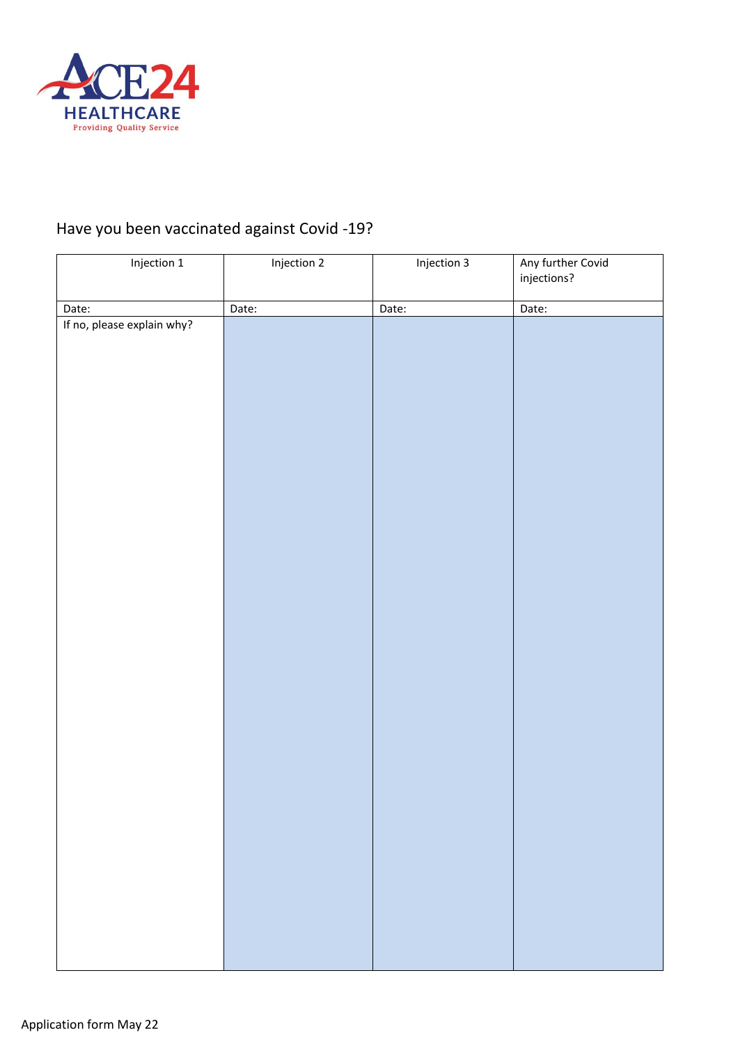ACE24 HEALTHCARE
Providing Quality Service

Have you been vaccinated against Covid -19?

| Injection 1 | Injection 2 | Injection 3 | Any further Covid injections? |
|---|---|---|---|
| Date: | Date: | Date: | Date: |
| If no, please explain why? | | | |

Application form May 22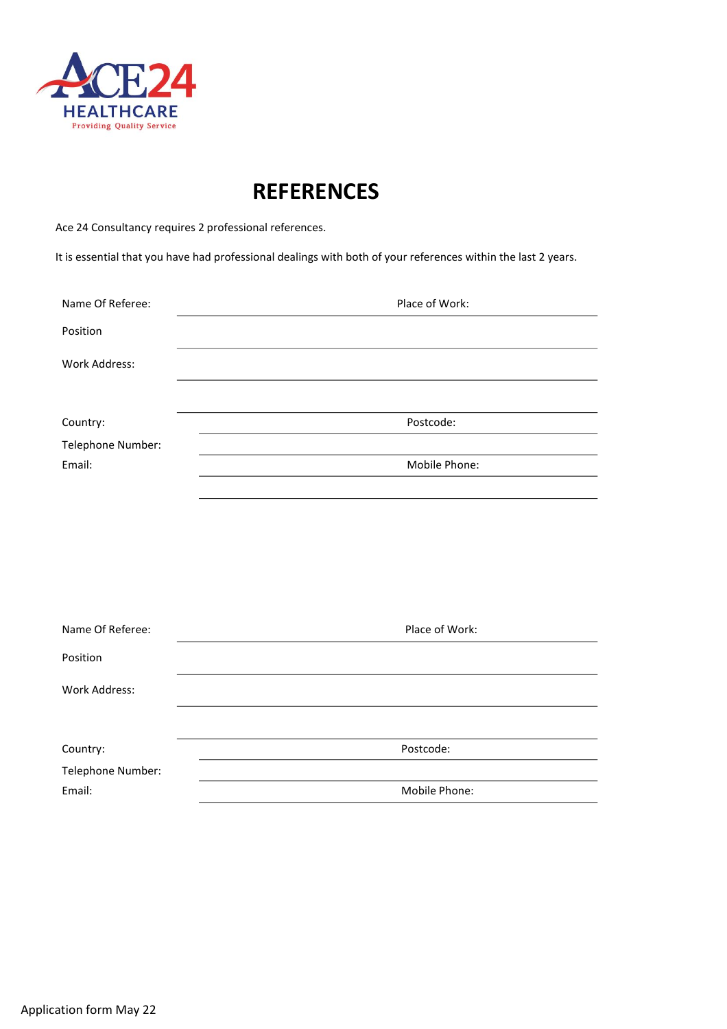ACE24 HEALTHCARE
Providing Quality Service

# REFERENCES

Ace 24 Consultancy requires 2 professional references.

It is essential that you have had professional dealings with both of your references within the last 2 years.

Name Of Referee: Place of Work:

Position

Work Address:

Country: Postcode:

Telephone Number:

Email: Mobile Phone:

Name Of Referee: Place of Work:

Position

Work Address:

Country: Postcode:

Telephone Number:

Email: Mobile Phone:

Application form May 22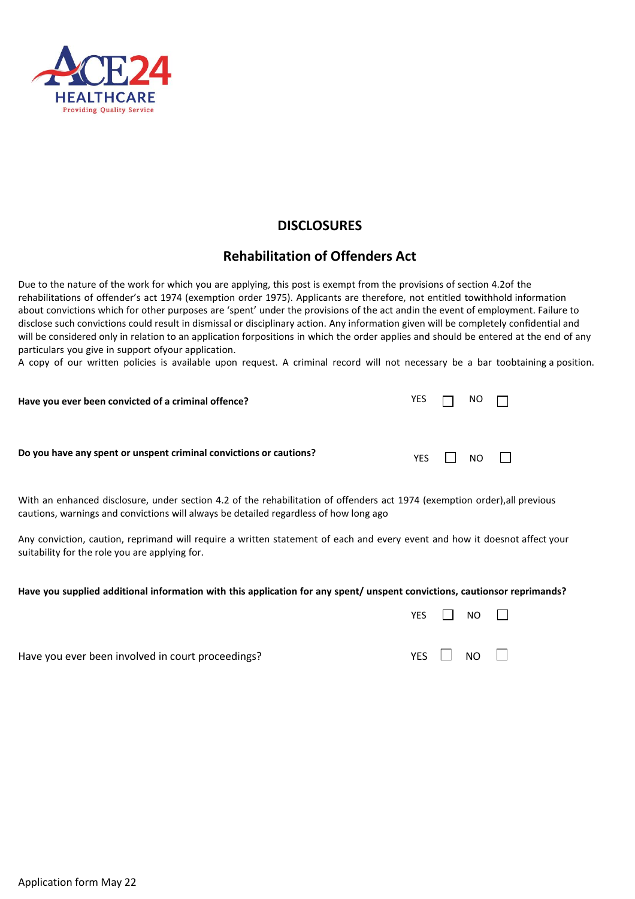ACE24 HEALTHCARE
Providing Quality Service

## DISCLOSURES

### Rehabilitation of Offenders Act

Due to the nature of the work for which you are applying, this post is exempt from the provisions of section 4.2of the rehabilitations of offender's act 1974 (exemption order 1975). Applicants are therefore, not entitled towithhold information about convictions which for other purposes are 'spent' under the provisions of the act andin the event of employment. Failure to disclose such convictions could result in dismissal or disciplinary action. Any information given will be completely confidential and will be considered only in relation to an application forpositions in which the order applies and should be entered at the end of any particulars you give in support ofyour application.
A copy of our written policies is available upon request. A criminal record will not necessary be a bar toobtaining a position.

**Have you ever been convicted of a criminal offence?** YES ☐ NO ☐

**Do you have any spent or unspent criminal convictions or cautions?** YES ☐ NO ☐

With an enhanced disclosure, under section 4.2 of the rehabilitation of offenders act 1974 (exemption order),all previous cautions, warnings and convictions will always be detailed regardless of how long ago

Any conviction, caution, reprimand will require a written statement of each and every event and how it doesnot affect your suitability for the role you are applying for.

**Have you supplied additional information with this application for any spent/ unspent convictions, cautionsor reprimands?**

YES ☐ NO ☐

Have you ever been involved in court proceedings? YES ☐ NO ☐

Application form May 22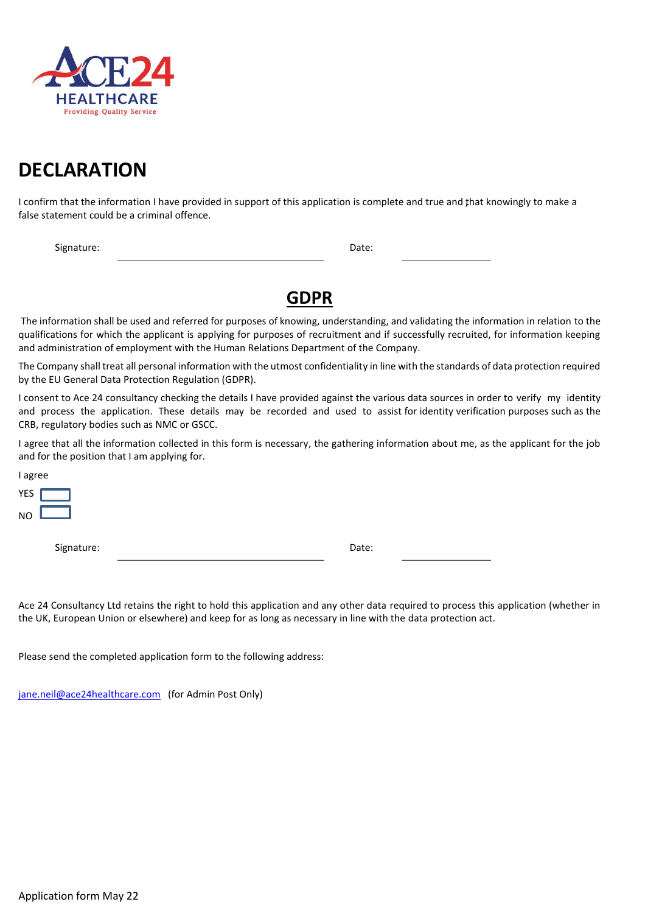# DECLARATION

I confirm that the information I have provided in support of this application is complete and true and that knowingly to make a false statement could be a criminal offence.

Signature: ____________________ Date: ____________

## GDPR

The information shall be used and referred for purposes of knowing, understanding, and validating the information in relation to the qualifications for which the applicant is applying for purposes of recruitment and if successfully recruited, for information keeping and administration of employment with the Human Relations Department of the Company.

The Company shall treat all personal information with the utmost confidentiality in line with the standards of data protection required by the EU General Data Protection Regulation (GDPR).

I consent to Ace 24 consultancy checking the details I have provided against the various data sources in order to verify my identity and process the application. These details may be recorded and used to assist for identity verification purposes such as the CRB, regulatory bodies such as NMC or GSCC.

I agree that all the information collected in this form is necessary, the gathering information about me, as the applicant for the job and for the position that I am applying for.

I agree

YES ☐

NO ☐

Signature: ____________________ Date: ____________

Ace 24 Consultancy Ltd retains the right to hold this application and any other data required to process this application (whether in the UK, European Union or elsewhere) and keep for as long as necessary in line with the data protection act.

Please send the completed application form to the following address:

jane.neil@ace24healthcare.com (for Admin Post Only)

Application form May 22